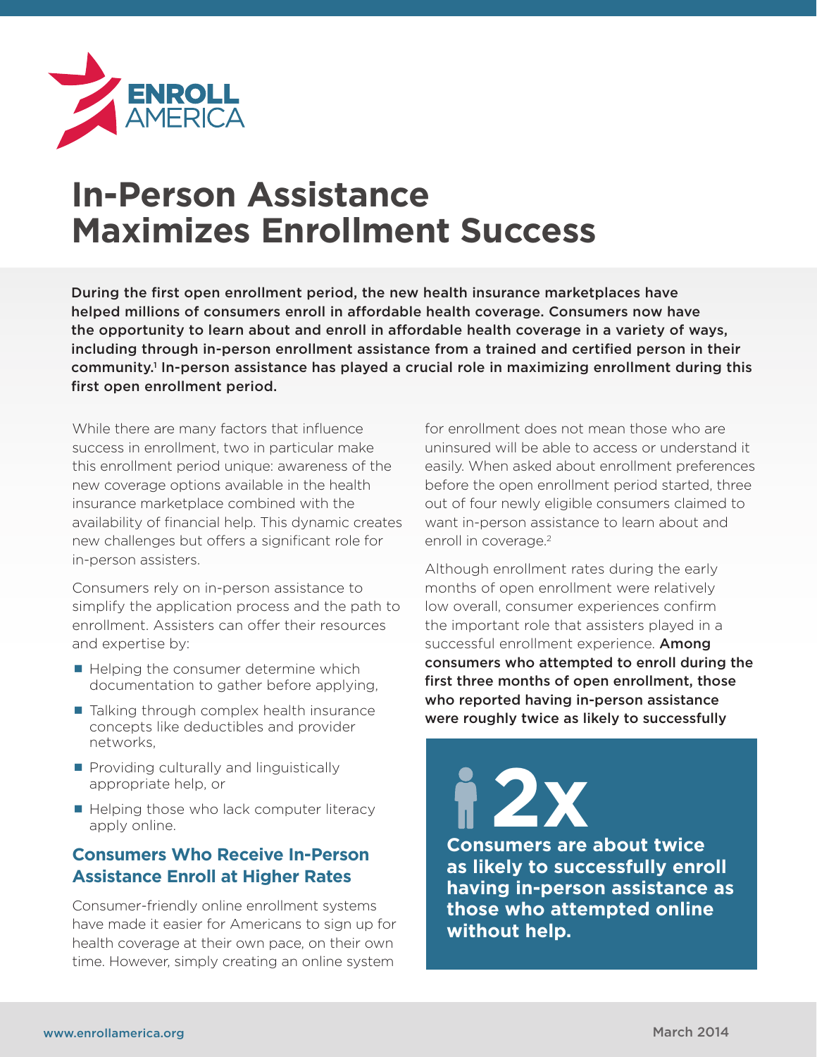ENROLL AMERICA

# In-Person Assistance Maximizes Enrollment Success

**During the first open enrollment period, the new health insurance marketplaces have helped millions of consumers enroll in affordable health coverage. Consumers now have the opportunity to learn about and enroll in affordable health coverage in a variety of ways, including through in-person enrollment assistance from a trained and certified person in their community.[1] In-person assistance has played a crucial role in maximizing enrollment during this first open enrollment period.**

While there are many factors that influence success in enrollment, two in particular make this enrollment period unique: awareness of the new coverage options available in the health insurance marketplace combined with the availability of financial help. This dynamic creates new challenges but offers a significant role for in-person assisters.

Consumers rely on in-person assistance to simplify the application process and the path to enrollment. Assisters can offer their resources and expertise by:

- Helping the consumer determine which documentation to gather before applying,
- Talking through complex health insurance concepts like deductibles and provider networks,
- Providing culturally and linguistically appropriate help, or
- Helping those who lack computer literacy apply online.

## Consumers Who Receive In-Person Assistance Enroll at Higher Rates

Consumer-friendly online enrollment systems have made it easier for Americans to sign up for health coverage at their own pace, on their own time. However, simply creating an online system for enrollment does not mean those who are uninsured will be able to access or understand it easily. When asked about enrollment preferences before the open enrollment period started, three out of four newly eligible consumers claimed to want in-person assistance to learn about and enroll in coverage.[2]

Although enrollment rates during the early months of open enrollment were relatively low overall, consumer experiences confirm the important role that assisters played in a successful enrollment experience. **Among consumers who attempted to enroll during the first three months of open enrollment, those who reported having in-person assistance were roughly twice as likely to successfully**

**2x**

**Consumers are about twice as likely to successfully enroll having in-person assistance as those who attempted online without help.**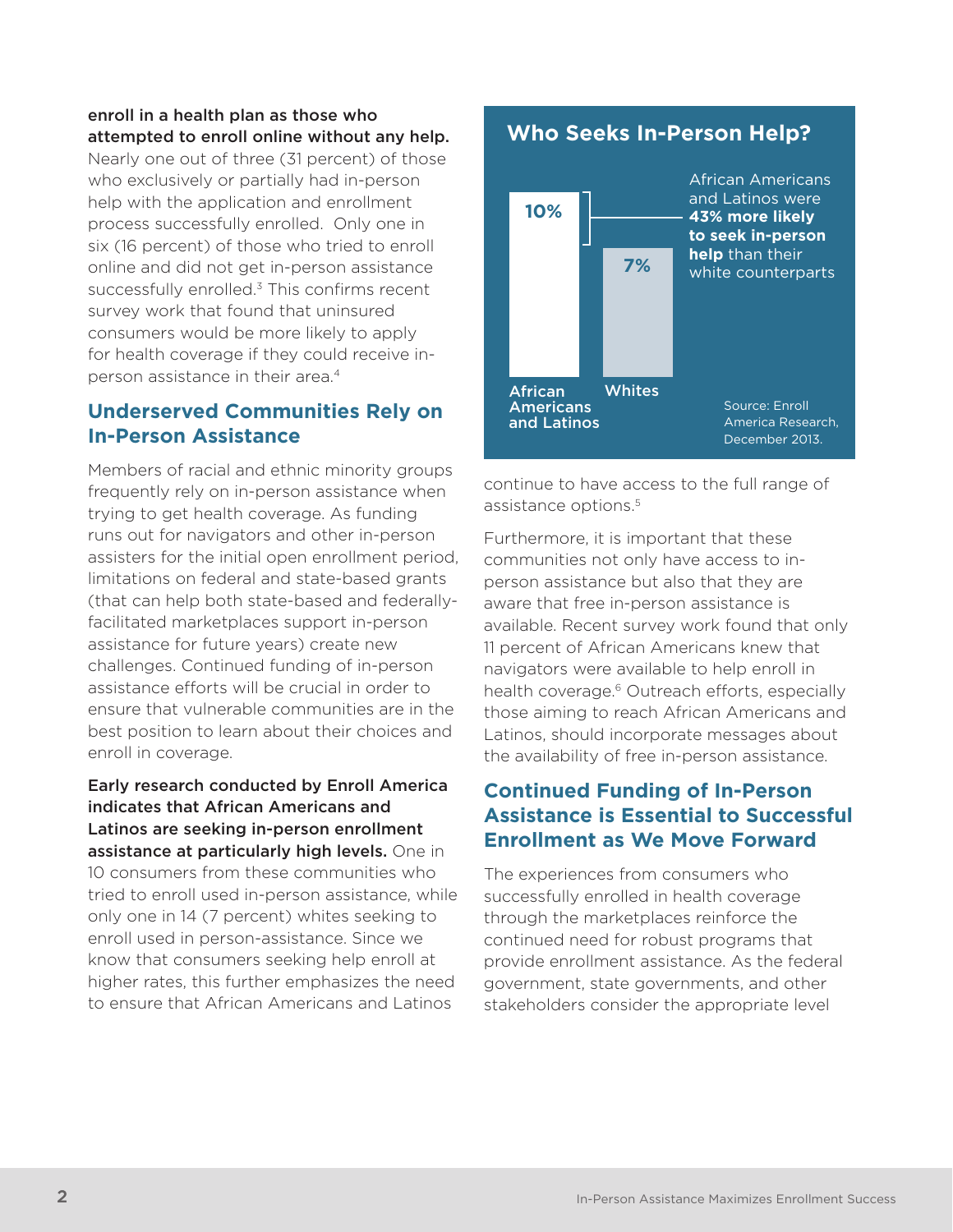**enroll in a health plan as those who attempted to enroll online without any help.** Nearly one out of three (31 percent) of those who exclusively or partially had in-person help with the application and enrollment process successfully enrolled. Only one in six (16 percent) of those who tried to enroll online and did not get in-person assistance successfully enrolled.[3] This confirms recent survey work that found that uninsured consumers would be more likely to apply for health coverage if they could receive in-person assistance in their area.[4]

## Underserved Communities Rely on In-Person Assistance

Members of racial and ethnic minority groups frequently rely on in-person assistance when trying to get health coverage. As funding runs out for navigators and other in-person assisters for the initial open enrollment period, limitations on federal and state-based grants (that can help both state-based and federally-facilitated marketplaces support in-person assistance for future years) create new challenges. Continued funding of in-person assistance efforts will be crucial in order to ensure that vulnerable communities are in the best position to learn about their choices and enroll in coverage.

**Early research conducted by Enroll America indicates that African Americans and Latinos are seeking in-person enrollment assistance at particularly high levels.** One in 10 consumers from these communities who tried to enroll used in-person assistance, while only one in 14 (7 percent) whites seeking to enroll used in person-assistance. Since we know that consumers seeking help enroll at higher rates, this further emphasizes the need to ensure that African Americans and Latinos continue to have access to the full range of assistance options.[5]

### Who Seeks In-Person Help?

| African Americans and Latinos | Whites |
| --- | --- |
| 10% | 7% |

African Americans and Latinos were **43% more likely to seek in-person help** than their white counterparts

Source: Enroll America Research, December 2013.

Furthermore, it is important that these communities not only have access to in-person assistance but also that they are aware that free in-person assistance is available. Recent survey work found that only 11 percent of African Americans knew that navigators were available to help enroll in health coverage.[6] Outreach efforts, especially those aiming to reach African Americans and Latinos, should incorporate messages about the availability of free in-person assistance.

## Continued Funding of In-Person Assistance is Essential to Successful Enrollment as We Move Forward

The experiences from consumers who successfully enrolled in health coverage through the marketplaces reinforce the continued need for robust programs that provide enrollment assistance. As the federal government, state governments, and other stakeholders consider the appropriate level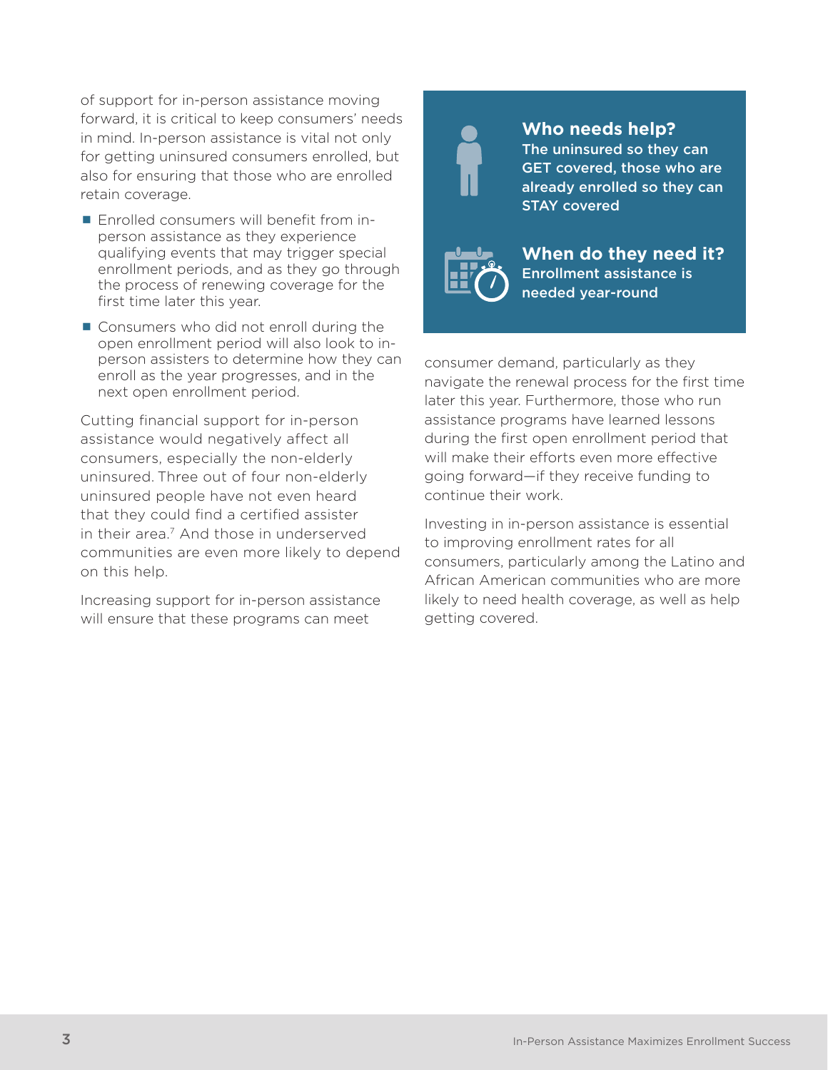of support for in-person assistance moving forward, it is critical to keep consumers' needs in mind. In-person assistance is vital not only for getting uninsured consumers enrolled, but also for ensuring that those who are enrolled retain coverage.

- Enrolled consumers will benefit from in-person assistance as they experience qualifying events that may trigger special enrollment periods, and as they go through the process of renewing coverage for the first time later this year.
- Consumers who did not enroll during the open enrollment period will also look to in-person assisters to determine how they can enroll as the year progresses, and in the next open enrollment period.

Cutting financial support for in-person assistance would negatively affect all consumers, especially the non-elderly uninsured. Three out of four non-elderly uninsured people have not even heard that they could find a certified assister in their area.[7] And those in underserved communities are even more likely to depend on this help.

Increasing support for in-person assistance will ensure that these programs can meet consumer demand, particularly as they navigate the renewal process for the first time later this year. Furthermore, those who run assistance programs have learned lessons during the first open enrollment period that will make their efforts even more effective going forward—if they receive funding to continue their work.

Investing in in-person assistance is essential to improving enrollment rates for all consumers, particularly among the Latino and African American communities who are more likely to need health coverage, as well as help getting covered.

**Who needs help?**
**The uninsured so they can GET covered, those who are already enrolled so they can STAY covered**

**When do they need it?**
**Enrollment assistance is needed year-round**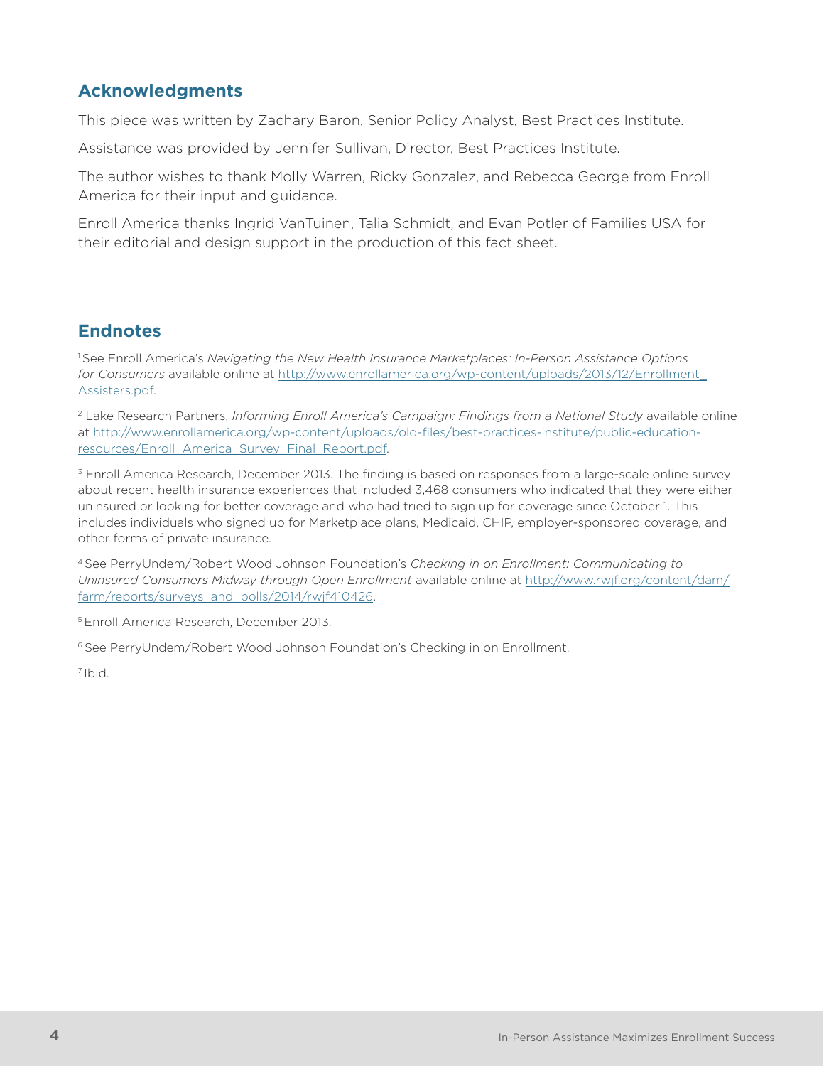## Acknowledgments

This piece was written by Zachary Baron, Senior Policy Analyst, Best Practices Institute.

Assistance was provided by Jennifer Sullivan, Director, Best Practices Institute.

The author wishes to thank Molly Warren, Ricky Gonzalez, and Rebecca George from Enroll America for their input and guidance.

Enroll America thanks Ingrid VanTuinen, Talia Schmidt, and Evan Potler of Families USA for their editorial and design support in the production of this fact sheet.

## Endnotes

[1] See Enroll America's *Navigating the New Health Insurance Marketplaces: In-Person Assistance Options for Consumers* available online at http://www.enrollamerica.org/wp-content/uploads/2013/12/Enrollment_Assisters.pdf.

[2] Lake Research Partners, *Informing Enroll America's Campaign: Findings from a National Study* available online at http://www.enrollamerica.org/wp-content/uploads/old-files/best-practices-institute/public-education-resources/Enroll_America_Survey_Final_Report.pdf.

[3] Enroll America Research, December 2013. The finding is based on responses from a large-scale online survey about recent health insurance experiences that included 3,468 consumers who indicated that they were either uninsured or looking for better coverage and who had tried to sign up for coverage since October 1. This includes individuals who signed up for Marketplace plans, Medicaid, CHIP, employer-sponsored coverage, and other forms of private insurance.

[4] See PerryUndem/Robert Wood Johnson Foundation's *Checking in on Enrollment: Communicating to Uninsured Consumers Midway through Open Enrollment* available online at http://www.rwjf.org/content/dam/farm/reports/surveys_and_polls/2014/rwjf410426.

[5] Enroll America Research, December 2013.

[6] See PerryUndem/Robert Wood Johnson Foundation's Checking in on Enrollment.

[7] Ibid.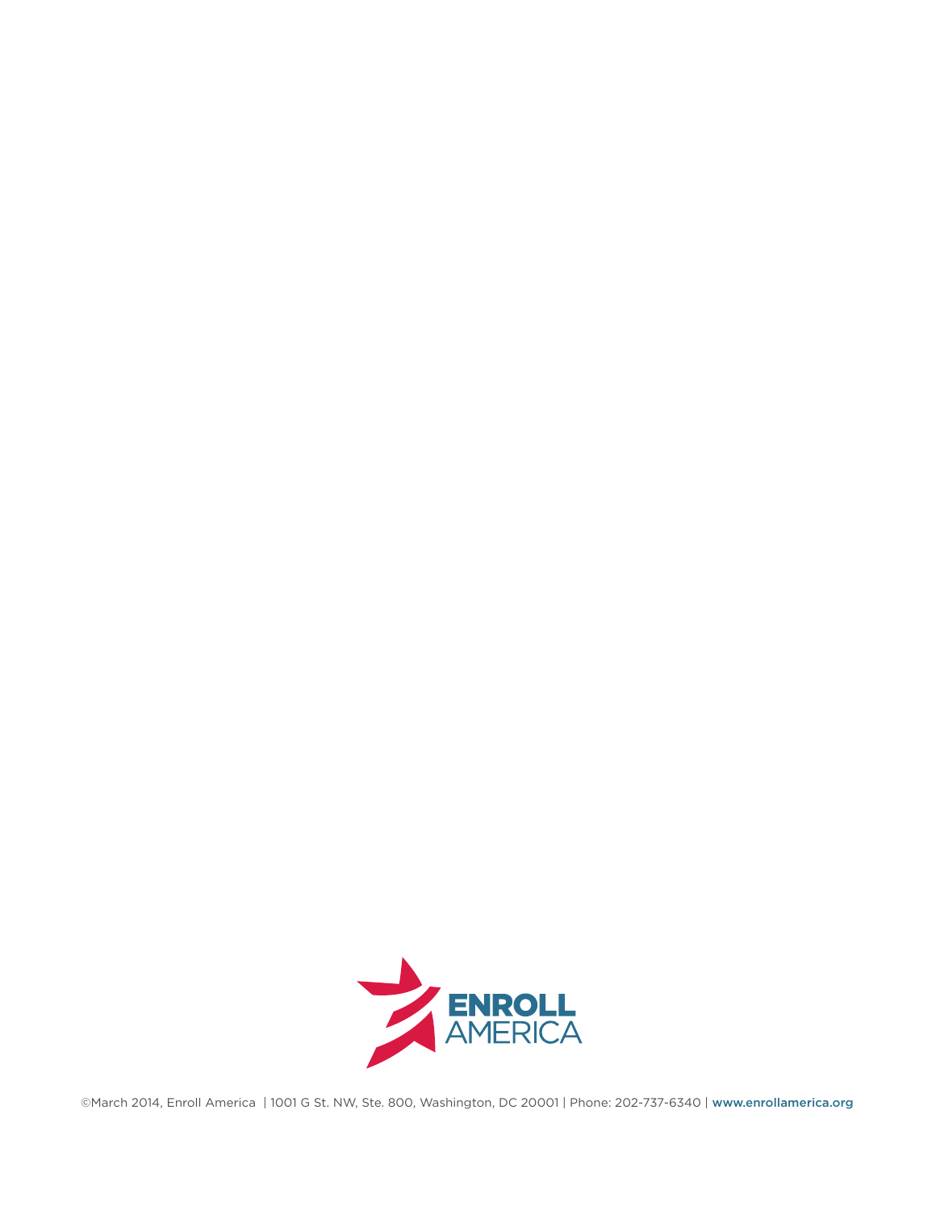ENROLL AMERICA

©March 2014, Enroll America | 1001 G St. NW, Ste. 800, Washington, DC 20001 | Phone: 202-737-6340 | **www.enrollamerica.org**